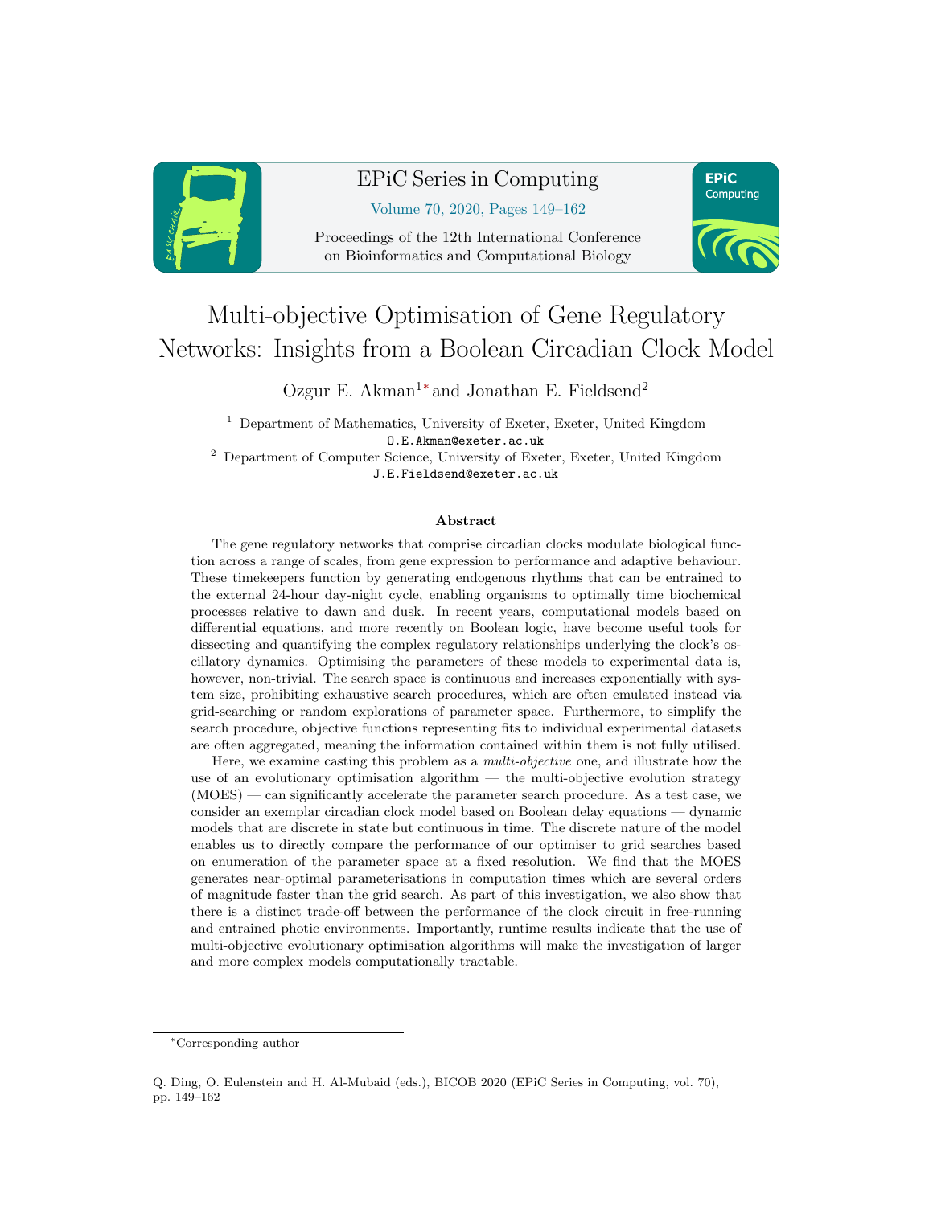# Multi-objective Optimisation of Gene Regulatory Networks: Insights from a Boolean Circadian Clock Model

Ozgur E. Akman[1*] and Jonathan E. Fieldsend[2]

[1] Department of Mathematics, University of Exeter, Exeter, United Kingdom
O.E.Akman@exeter.ac.uk

[2] Department of Computer Science, University of Exeter, Exeter, United Kingdom
J.E.Fieldsend@exeter.ac.uk

## Abstract

The gene regulatory networks that comprise circadian clocks modulate biological function across a range of scales, from gene expression to performance and adaptive behaviour. These timekeepers function by generating endogenous rhythms that can be entrained to the external 24-hour day-night cycle, enabling organisms to optimally time biochemical processes relative to dawn and dusk. In recent years, computational models based on differential equations, and more recently on Boolean logic, have become useful tools for dissecting and quantifying the complex regulatory relationships underlying the clock's oscillatory dynamics. Optimising the parameters of these models to experimental data is, however, non-trivial. The search space is continuous and increases exponentially with system size, prohibiting exhaustive search procedures, which are often emulated instead via grid-searching or random explorations of parameter space. Furthermore, to simplify the search procedure, objective functions representing fits to individual experimental datasets are often aggregated, meaning the information contained within them is not fully utilised.

Here, we examine casting this problem as a *multi-objective* one, and illustrate how the use of an evolutionary optimisation algorithm — the multi-objective evolution strategy (MOES) — can significantly accelerate the parameter search procedure. As a test case, we consider an exemplar circadian clock model based on Boolean delay equations — dynamic models that are discrete in state but continuous in time. The discrete nature of the model enables us to directly compare the performance of our optimiser to grid searches based on enumeration of the parameter space at a fixed resolution. We find that the MOES generates near-optimal parameterisations in computation times which are several orders of magnitude faster than the grid search. As part of this investigation, we also show that there is a distinct trade-off between the performance of the clock circuit in free-running and entrained photic environments. Importantly, runtime results indicate that the use of multi-objective evolutionary optimisation algorithms will make the investigation of larger and more complex models computationally tractable.

---

*Corresponding author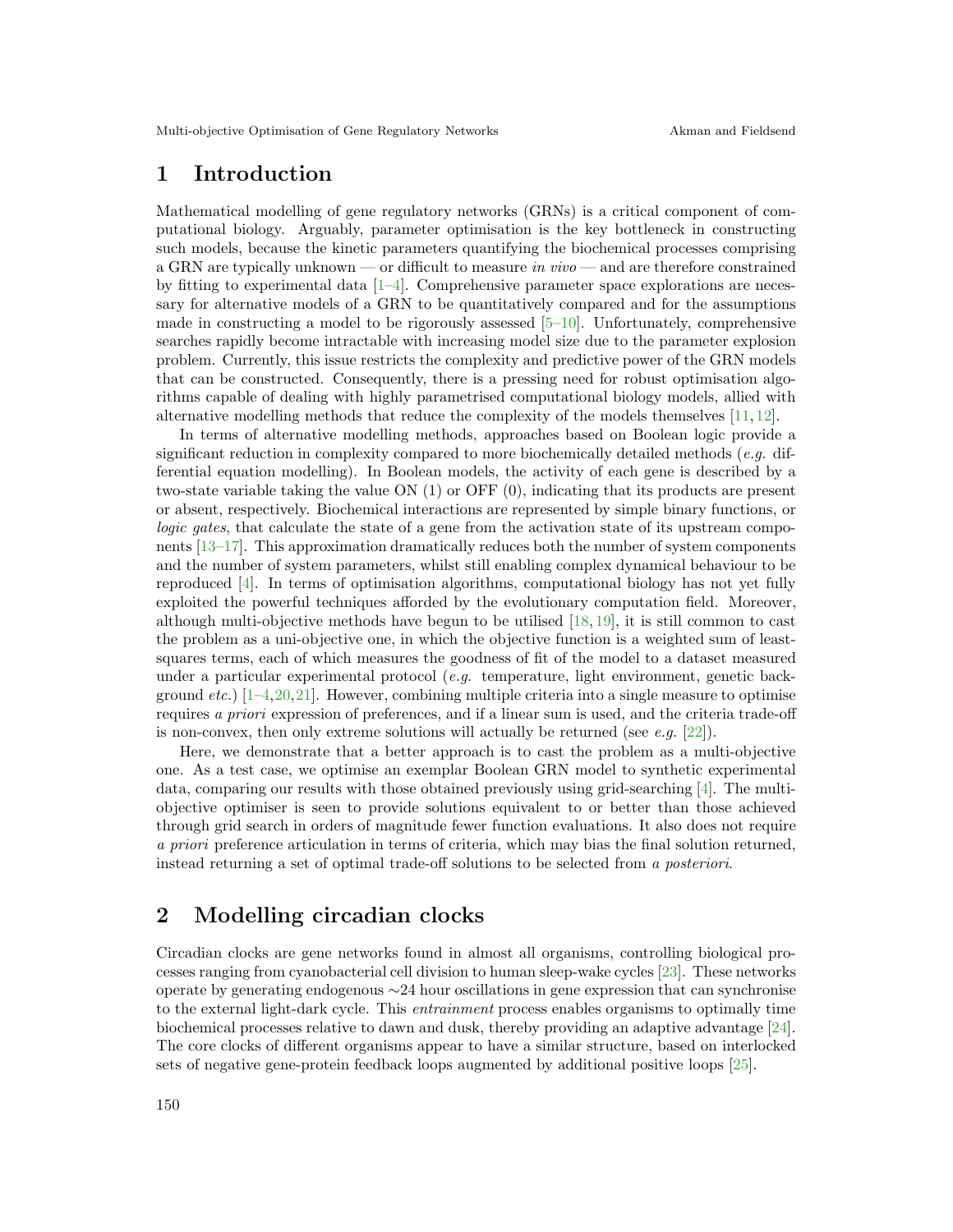## 1 Introduction

Mathematical modelling of gene regulatory networks (GRNs) is a critical component of computational biology. Arguably, parameter optimisation is the key bottleneck in constructing such models, because the kinetic parameters quantifying the biochemical processes comprising a GRN are typically unknown — or difficult to measure *in vivo* — and are therefore constrained by fitting to experimental data [1–4]. Comprehensive parameter space explorations are necessary for alternative models of a GRN to be quantitatively compared and for the assumptions made in constructing a model to be rigorously assessed [5–10]. Unfortunately, comprehensive searches rapidly become intractable with increasing model size due to the parameter explosion problem. Currently, this issue restricts the complexity and predictive power of the GRN models that can be constructed. Consequently, there is a pressing need for robust optimisation algorithms capable of dealing with highly parametrised computational biology models, allied with alternative modelling methods that reduce the complexity of the models themselves [11, 12].

In terms of alternative modelling methods, approaches based on Boolean logic provide a significant reduction in complexity compared to more biochemically detailed methods (*e.g.* differential equation modelling). In Boolean models, the activity of each gene is described by a two-state variable taking the value ON (1) or OFF (0), indicating that its products are present or absent, respectively. Biochemical interactions are represented by simple binary functions, or *logic gates*, that calculate the state of a gene from the activation state of its upstream components [13–17]. This approximation dramatically reduces both the number of system components and the number of system parameters, whilst still enabling complex dynamical behaviour to be reproduced [4]. In terms of optimisation algorithms, computational biology has not yet fully exploited the powerful techniques afforded by the evolutionary computation field. Moreover, although multi-objective methods have begun to be utilised [18, 19], it is still common to cast the problem as a uni-objective one, in which the objective function is a weighted sum of least-squares terms, each of which measures the goodness of fit of the model to a dataset measured under a particular experimental protocol (*e.g.* temperature, light environment, genetic background *etc.*) [1–4, 20, 21]. However, combining multiple criteria into a single measure to optimise requires *a priori* expression of preferences, and if a linear sum is used, and the criteria trade-off is non-convex, then only extreme solutions will actually be returned (see *e.g.* [22]).

Here, we demonstrate that a better approach is to cast the problem as a multi-objective one. As a test case, we optimise an exemplar Boolean GRN model to synthetic experimental data, comparing our results with those obtained previously using grid-searching [4]. The multi-objective optimiser is seen to provide solutions equivalent to or better than those achieved through grid search in orders of magnitude fewer function evaluations. It also does not require *a priori* preference articulation in terms of criteria, which may bias the final solution returned, instead returning a set of optimal trade-off solutions to be selected from *a posteriori*.

## 2 Modelling circadian clocks

Circadian clocks are gene networks found in almost all organisms, controlling biological processes ranging from cyanobacterial cell division to human sleep-wake cycles [23]. These networks operate by generating endogenous ∼24 hour oscillations in gene expression that can synchronise to the external light-dark cycle. This *entrainment* process enables organisms to optimally time biochemical processes relative to dawn and dusk, thereby providing an adaptive advantage [24]. The core clocks of different organisms appear to have a similar structure, based on interlocked sets of negative gene-protein feedback loops augmented by additional positive loops [25].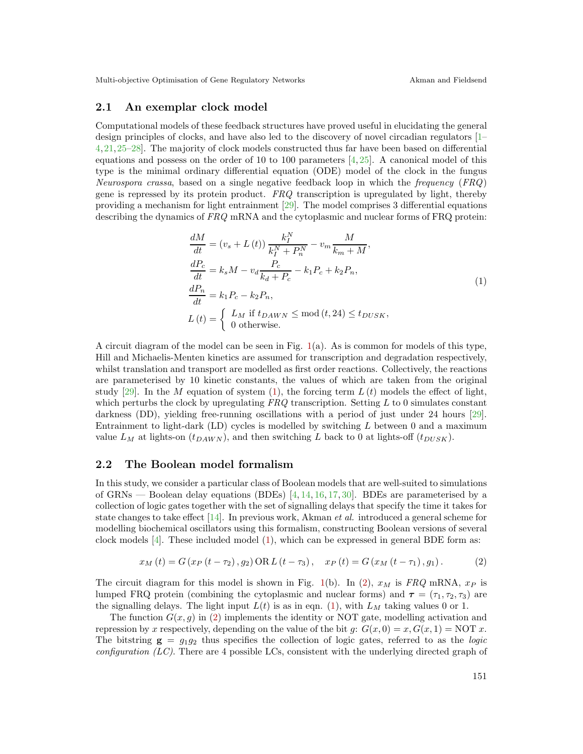## 2.1 An exemplar clock model

Computational models of these feedback structures have proved useful in elucidating the general design principles of clocks, and have also led to the discovery of novel circadian regulators [1–4,21,25–28]. The majority of clock models constructed thus far have been based on differential equations and possess on the order of 10 to 100 parameters [4,25]. A canonical model of this type is the minimal ordinary differential equation (ODE) model of the clock in the fungus *Neurospora crassa*, based on a single negative feedback loop in which the *frequency* (*FRQ*) gene is repressed by its protein product. *FRQ* transcription is upregulated by light, thereby providing a mechanism for light entrainment [29]. The model comprises 3 differential equations describing the dynamics of *FRQ* mRNA and the cytoplasmic and nuclear forms of FRQ protein:

$$
\begin{aligned}
\frac{dM}{dt} &= (v_s + L(t)) \frac{k_I^N}{k_I^N + P_n^N} - v_m \frac{M}{k_m + M}, \\
\frac{dP_c}{dt} &= k_s M - v_d \frac{P_c}{k_d + P_c} - k_1 P_c + k_2 P_n, \\
\frac{dP_n}{dt} &= k_1 P_c - k_2 P_n, \\
L(t) &= \begin{cases} L_M \text{ if } t_{DAWN} \leq \bmod(t, 24) \leq t_{DUSK}, \\ 0 \text{ otherwise.} \end{cases}
\end{aligned}
\tag{1}
$$

A circuit diagram of the model can be seen in Fig. 1(a). As is common for models of this type, Hill and Michaelis-Menten kinetics are assumed for transcription and degradation respectively, whilst translation and transport are modelled as first order reactions. Collectively, the reactions are parameterised by 10 kinetic constants, the values of which are taken from the original study [29]. In the $M$ equation of system (1), the forcing term $L(t)$ models the effect of light, which perturbs the clock by upregulating *FRQ* transcription. Setting $L$ to 0 simulates constant darkness (DD), yielding free-running oscillations with a period of just under 24 hours [29]. Entrainment to light-dark (LD) cycles is modelled by switching $L$ between 0 and a maximum value $L_M$ at lights-on ($t_{DAWN}$), and then switching $L$ back to 0 at lights-off ($t_{DUSK}$).

## 2.2 The Boolean model formalism

In this study, we consider a particular class of Boolean models that are well-suited to simulations of GRNs — Boolean delay equations (BDEs) [4,14,16,17,30]. BDEs are parameterised by a collection of logic gates together with the set of signalling delays that specify the time it takes for state changes to take effect [14]. In previous work, Akman *et al.* introduced a general scheme for modelling biochemical oscillators using this formalism, constructing Boolean versions of several clock models [4]. These included model (1), which can be expressed in general BDE form as:

$$
x_M(t) = G(x_P(t - \tau_2), g_2) \,\text{OR}\, L(t - \tau_3), \quad x_P(t) = G(x_M(t - \tau_1), g_1). \tag{2}
$$

The circuit diagram for this model is shown in Fig. 1(b). In (2), $x_M$ is *FRQ* mRNA, $x_P$ is lumped FRQ protein (combining the cytoplasmic and nuclear forms) and $\boldsymbol{\tau} = (\tau_1, \tau_2, \tau_3)$ are the signalling delays. The light input $L(t)$ is as in eqn. (1), with $L_M$ taking values 0 or 1.

The function $G(x, g)$ in (2) implements the identity or NOT gate, modelling activation and repression by $x$ respectively, depending on the value of the bit $g$: $G(x, 0) = x, G(x, 1) = \text{NOT } x$. The bitstring $\mathbf{g} = g_1 g_2$ thus specifies the collection of logic gates, referred to as the *logic configuration (LC)*. There are 4 possible LCs, consistent with the underlying directed graph of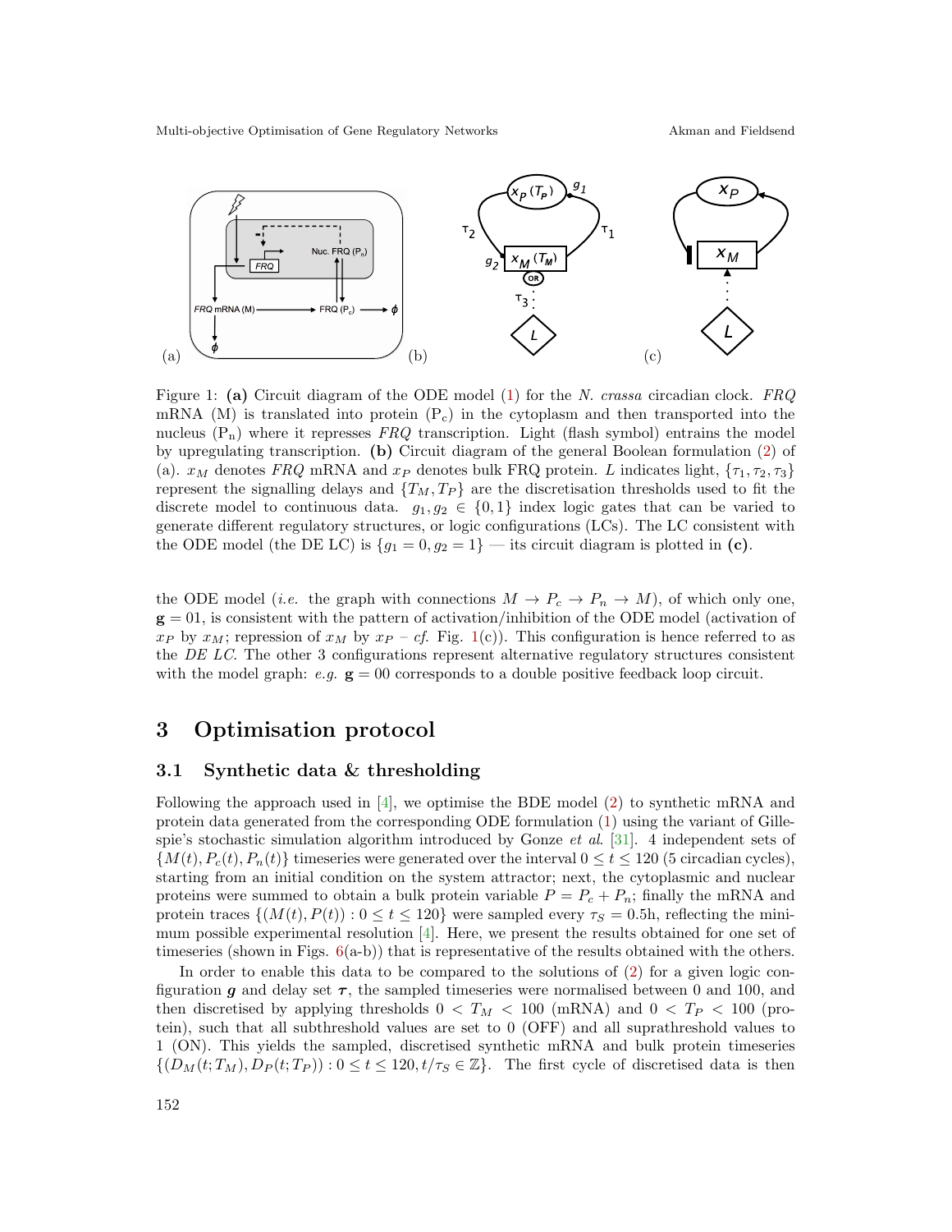Figure 1: **(a)** Circuit diagram of the ODE model (1) for the *N. crassa* circadian clock. *FRQ* mRNA (M) is translated into protein ($P_c$) in the cytoplasm and then transported into the nucleus ($P_n$) where it represses *FRQ* transcription. Light (flash symbol) entrains the model by upregulating transcription. **(b)** Circuit diagram of the general Boolean formulation (2) of (a). $x_M$ denotes *FRQ* mRNA and $x_P$ denotes bulk FRQ protein. $L$ indicates light, $\{\tau_1, \tau_2, \tau_3\}$ represent the signalling delays and $\{T_M, T_P\}$ are the discretisation thresholds used to fit the discrete model to continuous data. $g_1, g_2 \in \{0, 1\}$ index logic gates that can be varied to generate different regulatory structures, or logic configurations (LCs). The LC consistent with the ODE model (the DE LC) is $\{g_1 = 0, g_2 = 1\}$ — its circuit diagram is plotted in **(c)**.

the ODE model (*i.e.* the graph with connections $M \rightarrow P_c \rightarrow P_n \rightarrow M$), of which only one, $\mathbf{g} = 01$, is consistent with the pattern of activation/inhibition of the ODE model (activation of $x_P$ by $x_M$; repression of $x_M$ by $x_P$ – *cf.* Fig. 1(c)). This configuration is hence referred to as the *DE LC*. The other 3 configurations represent alternative regulatory structures consistent with the model graph: *e.g.* $\mathbf{g} = 00$ corresponds to a double positive feedback loop circuit.

# 3 Optimisation protocol

## 3.1 Synthetic data & thresholding

Following the approach used in [4], we optimise the BDE model (2) to synthetic mRNA and protein data generated from the corresponding ODE formulation (1) using the variant of Gillespie's stochastic simulation algorithm introduced by Gonze *et al.* [31]. 4 independent sets of $\{M(t), P_c(t), P_n(t)\}$ timeseries were generated over the interval $0 \leq t \leq 120$ (5 circadian cycles), starting from an initial condition on the system attractor; next, the cytoplasmic and nuclear proteins were summed to obtain a bulk protein variable $P = P_c + P_n$; finally the mRNA and protein traces $\{(M(t), P(t)) : 0 \leq t \leq 120\}$ were sampled every $\tau_S = 0.5$h, reflecting the minimum possible experimental resolution [4]. Here, we present the results obtained for one set of timeseries (shown in Figs. 6(a-b)) that is representative of the results obtained with the others.

In order to enable this data to be compared to the solutions of (2) for a given logic configuration $\boldsymbol{g}$ and delay set $\boldsymbol{\tau}$, the sampled timeseries were normalised between 0 and 100, and then discretised by applying thresholds $0 < T_M < 100$ (mRNA) and $0 < T_P < 100$ (protein), such that all subthreshold values are set to 0 (OFF) and all suprathreshold values to 1 (ON). This yields the sampled, discretised synthetic mRNA and bulk protein timeseries $\{(D_M(t; T_M), D_P(t; T_P)) : 0 \leq t \leq 120, t/\tau_S \in \mathbb{Z}\}$. The first cycle of discretised data is then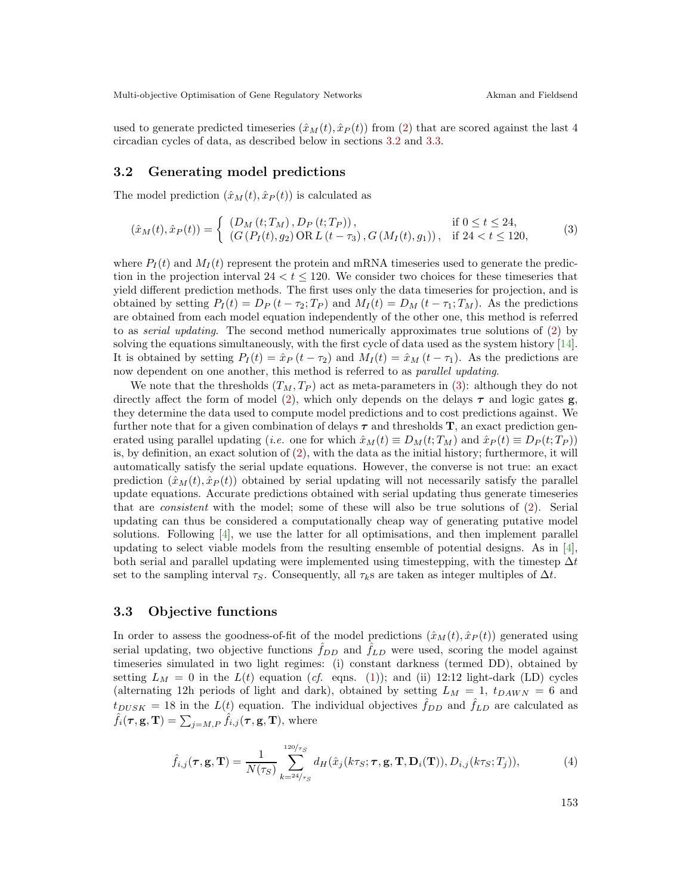used to generate predicted timeseries $(\hat{x}_M(t), \hat{x}_P(t))$ from (2) that are scored against the last 4 circadian cycles of data, as described below in sections 3.2 and 3.3.

### 3.2 Generating model predictions

The model prediction $(\hat{x}_M(t), \hat{x}_P(t))$ is calculated as

$$(\hat{x}_M(t), \hat{x}_P(t)) = \begin{cases} \left(D_M\left(t; T_M\right), D_P\left(t; T_P\right)\right), & \text{if } 0 \leq t \leq 24, \\ \left(G\left(P_I(t), g_2\right) \text{OR}\, L\left(t - \tau_3\right), G\left(M_I(t), g_1\right)\right), & \text{if } 24 < t \leq 120, \end{cases} \tag{3}$$

where $P_I(t)$ and $M_I(t)$ represent the protein and mRNA timeseries used to generate the prediction in the projection interval $24 < t \leq 120$. We consider two choices for these timeseries that yield different prediction methods. The first uses only the data timeseries for projection, and is obtained by setting $P_I(t) = D_P\left(t - \tau_2; T_P\right)$ and $M_I(t) = D_M\left(t - \tau_1; T_M\right)$. As the predictions are obtained from each model equation independently of the other one, this method is referred to as *serial updating*. The second method numerically approximates true solutions of (2) by solving the equations simultaneously, with the first cycle of data used as the system history [14]. It is obtained by setting $P_I(t) = \hat{x}_P\left(t - \tau_2\right)$ and $M_I(t) = \hat{x}_M\left(t - \tau_1\right)$. As the predictions are now dependent on one another, this method is referred to as *parallel updating*.

We note that the thresholds $(T_M, T_P)$ act as meta-parameters in (3): although they do not directly affect the form of model (2), which only depends on the delays $\boldsymbol{\tau}$ and logic gates $\mathbf{g}$, they determine the data used to compute model predictions and to cost predictions against. We further note that for a given combination of delays $\boldsymbol{\tau}$ and thresholds $\mathbf{T}$, an exact prediction generated using parallel updating (*i.e.* one for which $\hat{x}_M(t) \equiv D_M(t; T_M)$ and $\hat{x}_P(t) \equiv D_P(t; T_P)$) is, by definition, an exact solution of (2), with the data as the initial history; furthermore, it will automatically satisfy the serial update equations. However, the converse is not true: an exact prediction $(\hat{x}_M(t), \hat{x}_P(t))$ obtained by serial updating will not necessarily satisfy the parallel update equations. Accurate predictions obtained with serial updating thus generate timeseries that are *consistent* with the model; some of these will also be true solutions of (2). Serial updating can thus be considered a computationally cheap way of generating putative model solutions. Following [4], we use the latter for all optimisations, and then implement parallel updating to select viable models from the resulting ensemble of potential designs. As in [4], both serial and parallel updating were implemented using timestepping, with the timestep $\Delta t$ set to the sampling interval $\tau_S$. Consequently, all $\tau_k$s are taken as integer multiples of $\Delta t$.

### 3.3 Objective functions

In order to assess the goodness-of-fit of the model predictions $(\hat{x}_M(t), \hat{x}_P(t))$ generated using serial updating, two objective functions $\hat{f}_{DD}$ and $\hat{f}_{LD}$ were used, scoring the model against timeseries simulated in two light regimes: (i) constant darkness (termed DD), obtained by setting $L_M = 0$ in the $L(t)$ equation (*cf.* eqns. (1)); and (ii) 12:12 light-dark (LD) cycles (alternating 12h periods of light and dark), obtained by setting $L_M = 1$, $t_{DAWN} = 6$ and $t_{DUSK} = 18$ in the $L(t)$ equation. The individual objectives $\hat{f}_{DD}$ and $\hat{f}_{LD}$ are calculated as $\hat{f}_i(\boldsymbol{\tau}, \mathbf{g}, \mathbf{T}) = \sum_{j=M,P} \hat{f}_{i,j}(\boldsymbol{\tau}, \mathbf{g}, \mathbf{T})$, where

$$\hat{f}_{i,j}(\boldsymbol{\tau}, \mathbf{g}, \mathbf{T}) = \frac{1}{N(\tau_S)} \sum_{k={}^{24}/_{\tau_S}}^{{}^{120}/_{\tau_S}} d_H(\hat{x}_j(k\tau_S; \boldsymbol{\tau}, \mathbf{g}, \mathbf{T}, \mathbf{D}_i(\mathbf{T})), D_{i,j}(k\tau_S; T_j)), \tag{4}$$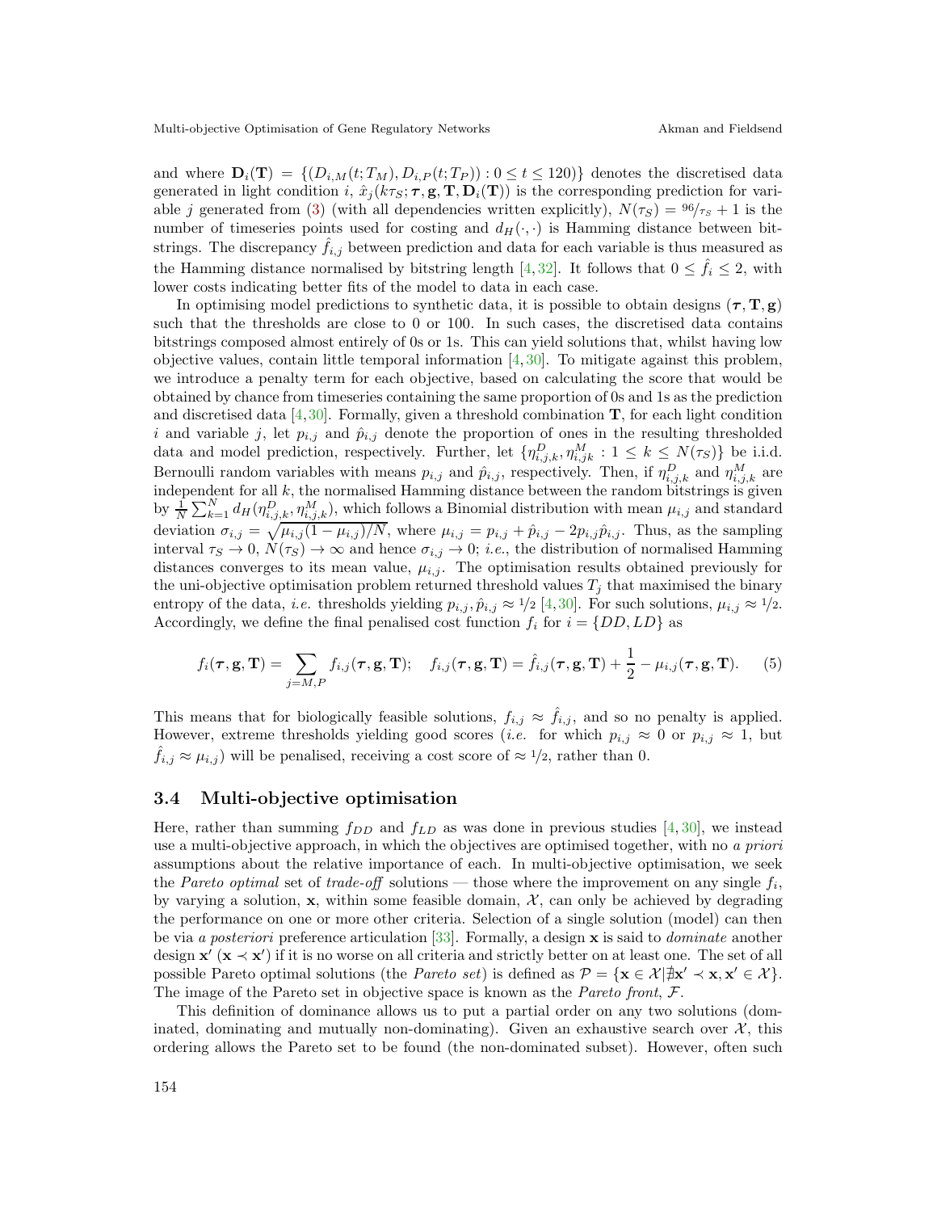and where $\mathbf{D}_i(\mathbf{T}) = \{(D_{i,M}(t;T_M), D_{i,P}(t;T_P)) : 0 \le t \le 120)\}$ denotes the discretised data generated in light condition $i$, $\hat{x}_j(k\tau_S; \boldsymbol{\tau}, \mathbf{g}, \mathbf{T}, \mathbf{D}_i(\mathbf{T}))$ is the corresponding prediction for variable $j$ generated from (3) (with all dependencies written explicitly), $N(\tau_S) = 96/\tau_S + 1$ is the number of timeseries points used for costing and $d_H(\cdot, \cdot)$ is Hamming distance between bitstrings. The discrepancy $\hat{f}_{i,j}$ between prediction and data for each variable is thus measured as the Hamming distance normalised by bitstring length [4, 32]. It follows that $0 \le \hat{f}_i \le 2$, with lower costs indicating better fits of the model to data in each case.

In optimising model predictions to synthetic data, it is possible to obtain designs $(\boldsymbol{\tau}, \mathbf{T}, \mathbf{g})$ such that the thresholds are close to 0 or 100. In such cases, the discretised data contains bitstrings composed almost entirely of 0s or 1s. This can yield solutions that, whilst having low objective values, contain little temporal information [4, 30]. To mitigate against this problem, we introduce a penalty term for each objective, based on calculating the score that would be obtained by chance from timeseries containing the same proportion of 0s and 1s as the prediction and discretised data [4, 30]. Formally, given a threshold combination $\mathbf{T}$, for each light condition $i$ and variable $j$, let $p_{i,j}$ and $\hat{p}_{i,j}$ denote the proportion of ones in the resulting thresholded data and model prediction, respectively. Further, let $\{\eta^D_{i,j,k}, \eta^M_{i,jk} : 1 \le k \le N(\tau_S)\}$ be i.i.d. Bernoulli random variables with means $p_{i,j}$ and $\hat{p}_{i,j}$, respectively. Then, if $\eta^D_{i,j,k}$ and $\eta^M_{i,j,k}$ are independent for all $k$, the normalised Hamming distance between the random bitstrings is given by $\frac{1}{N}\sum_{k=1}^{N} d_H(\eta^D_{i,j,k}, \eta^M_{i,j,k})$, which follows a Binomial distribution with mean $\mu_{i,j}$ and standard deviation $\sigma_{i,j} = \sqrt{\mu_{i,j}(1-\mu_{i,j})/N}$, where $\mu_{i,j} = p_{i,j} + \hat{p}_{i,j} - 2p_{i,j}\hat{p}_{i,j}$. Thus, as the sampling interval $\tau_S \to 0$, $N(\tau_S) \to \infty$ and hence $\sigma_{i,j} \to 0$; *i.e.*, the distribution of normalised Hamming distances converges to its mean value, $\mu_{i,j}$. The optimisation results obtained previously for the uni-objective optimisation problem returned threshold values $T_j$ that maximised the binary entropy of the data, *i.e.* thresholds yielding $p_{i,j}, \hat{p}_{i,j} \approx 1/2$ [4, 30]. For such solutions, $\mu_{i,j} \approx 1/2$. Accordingly, we define the final penalised cost function $f_i$ for $i = \{DD, LD\}$ as

$$f_i(\boldsymbol{\tau}, \mathbf{g}, \mathbf{T}) = \sum_{j=M,P} f_{i,j}(\boldsymbol{\tau}, \mathbf{g}, \mathbf{T}); \quad f_{i,j}(\boldsymbol{\tau}, \mathbf{g}, \mathbf{T}) = \hat{f}_{i,j}(\boldsymbol{\tau}, \mathbf{g}, \mathbf{T}) + \frac{1}{2} - \mu_{i,j}(\boldsymbol{\tau}, \mathbf{g}, \mathbf{T}). \quad (5)$$

This means that for biologically feasible solutions, $f_{i,j} \approx \hat{f}_{i,j}$, and so no penalty is applied. However, extreme thresholds yielding good scores (*i.e.* for which $p_{i,j} \approx 0$ or $p_{i,j} \approx 1$, but $\hat{f}_{i,j} \approx \mu_{i,j}$) will be penalised, receiving a cost score of $\approx 1/2$, rather than 0.

### 3.4 Multi-objective optimisation

Here, rather than summing $f_{DD}$ and $f_{LD}$ as was done in previous studies [4, 30], we instead use a multi-objective approach, in which the objectives are optimised together, with no *a priori* assumptions about the relative importance of each. In multi-objective optimisation, we seek the *Pareto optimal* set of *trade-off* solutions — those where the improvement on any single $f_i$, by varying a solution, $\mathbf{x}$, within some feasible domain, $\mathcal{X}$, can only be achieved by degrading the performance on one or more other criteria. Selection of a single solution (model) can then be via *a posteriori* preference articulation [33]. Formally, a design $\mathbf{x}$ is said to *dominate* another design $\mathbf{x}'$ ($\mathbf{x} \prec \mathbf{x}'$) if it is no worse on all criteria and strictly better on at least one. The set of all possible Pareto optimal solutions (the *Pareto set*) is defined as $\mathcal{P} = \{\mathbf{x} \in \mathcal{X} | \nexists \mathbf{x}' \prec \mathbf{x}, \mathbf{x}' \in \mathcal{X}\}$. The image of the Pareto set in objective space is known as the *Pareto front*, $\mathcal{F}$.

This definition of dominance allows us to put a partial order on any two solutions (dominated, dominating and mutually non-dominating). Given an exhaustive search over $\mathcal{X}$, this ordering allows the Pareto set to be found (the non-dominated subset). However, often such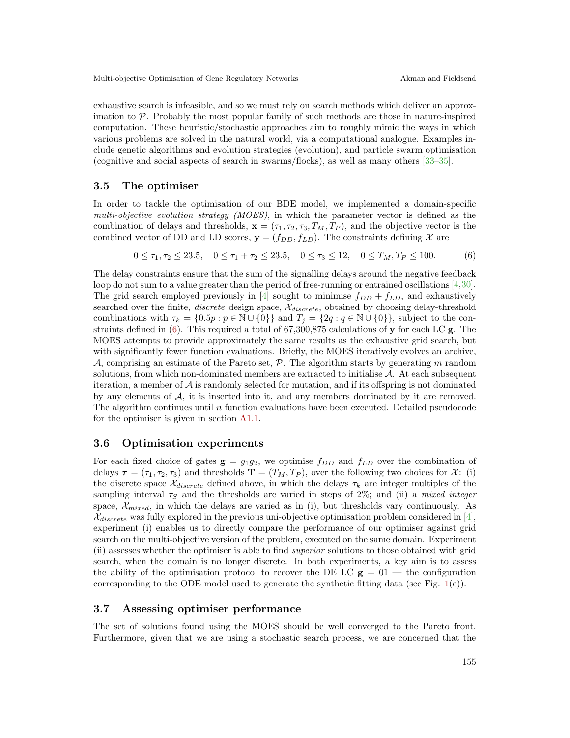exhaustive search is infeasible, and so we must rely on search methods which deliver an approximation to $\mathcal{P}$. Probably the most popular family of such methods are those in nature-inspired computation. These heuristic/stochastic approaches aim to roughly mimic the ways in which various problems are solved in the natural world, via a computational analogue. Examples include genetic algorithms and evolution strategies (evolution), and particle swarm optimisation (cognitive and social aspects of search in swarms/flocks), as well as many others [33–35].

### 3.5 The optimiser

In order to tackle the optimisation of our BDE model, we implemented a domain-specific *multi-objective evolution strategy (MOES)*, in which the parameter vector is defined as the combination of delays and thresholds, $\mathbf{x} = (\tau_1, \tau_2, \tau_3, T_M, T_P)$, and the objective vector is the combined vector of DD and LD scores, $\mathbf{y} = (f_{DD}, f_{LD})$. The constraints defining $\mathcal{X}$ are

$$0 \leq \tau_1, \tau_2 \leq 23.5, \quad 0 \leq \tau_1 + \tau_2 \leq 23.5, \quad 0 \leq \tau_3 \leq 12, \quad 0 \leq T_M, T_P \leq 100. \tag{6}$$

The delay constraints ensure that the sum of the signalling delays around the negative feedback loop do not sum to a value greater than the period of free-running or entrained oscillations [4,30]. The grid search employed previously in [4] sought to minimise $f_{DD} + f_{LD}$, and exhaustively searched over the finite, *discrete* design space, $\mathcal{X}_{discrete}$, obtained by choosing delay-threshold combinations with $\tau_k = \{0.5p : p \in \mathbb{N} \cup \{0\}\}$ and $T_j = \{2q : q \in \mathbb{N} \cup \{0\}\}$, subject to the constraints defined in (6). This required a total of 67,300,875 calculations of $\mathbf{y}$ for each LC $\mathbf{g}$. The MOES attempts to provide approximately the same results as the exhaustive grid search, but with significantly fewer function evaluations. Briefly, the MOES iteratively evolves an archive, $\mathcal{A}$, comprising an estimate of the Pareto set, $\mathcal{P}$. The algorithm starts by generating $m$ random solutions, from which non-dominated members are extracted to initialise $\mathcal{A}$. At each subsequent iteration, a member of $\mathcal{A}$ is randomly selected for mutation, and if its offspring is not dominated by any elements of $\mathcal{A}$, it is inserted into it, and any members dominated by it are removed. The algorithm continues until $n$ function evaluations have been executed. Detailed pseudocode for the optimiser is given in section A1.1.

### 3.6 Optimisation experiments

For each fixed choice of gates $\mathbf{g} = g_1 g_2$, we optimise $f_{DD}$ and $f_{LD}$ over the combination of delays $\boldsymbol{\tau} = (\tau_1, \tau_2, \tau_3)$ and thresholds $\mathbf{T} = (T_M, T_P)$, over the following two choices for $\mathcal{X}$: (i) the discrete space $\mathcal{X}_{discrete}$ defined above, in which the delays $\tau_k$ are integer multiples of the sampling interval $\tau_S$ and the thresholds are varied in steps of 2%; and (ii) a *mixed integer* space, $\mathcal{X}_{mixed}$, in which the delays are varied as in (i), but thresholds vary continuously. As $\mathcal{X}_{discrete}$ was fully explored in the previous uni-objective optimisation problem considered in [4], experiment (i) enables us to directly compare the performance of our optimiser against grid search on the multi-objective version of the problem, executed on the same domain. Experiment (ii) assesses whether the optimiser is able to find *superior* solutions to those obtained with grid search, when the domain is no longer discrete. In both experiments, a key aim is to assess the ability of the optimisation protocol to recover the DE LC $\mathbf{g} = 01$ — the configuration corresponding to the ODE model used to generate the synthetic fitting data (see Fig. 1(c)).

### 3.7 Assessing optimiser performance

The set of solutions found using the MOES should be well converged to the Pareto front. Furthermore, given that we are using a stochastic search process, we are concerned that the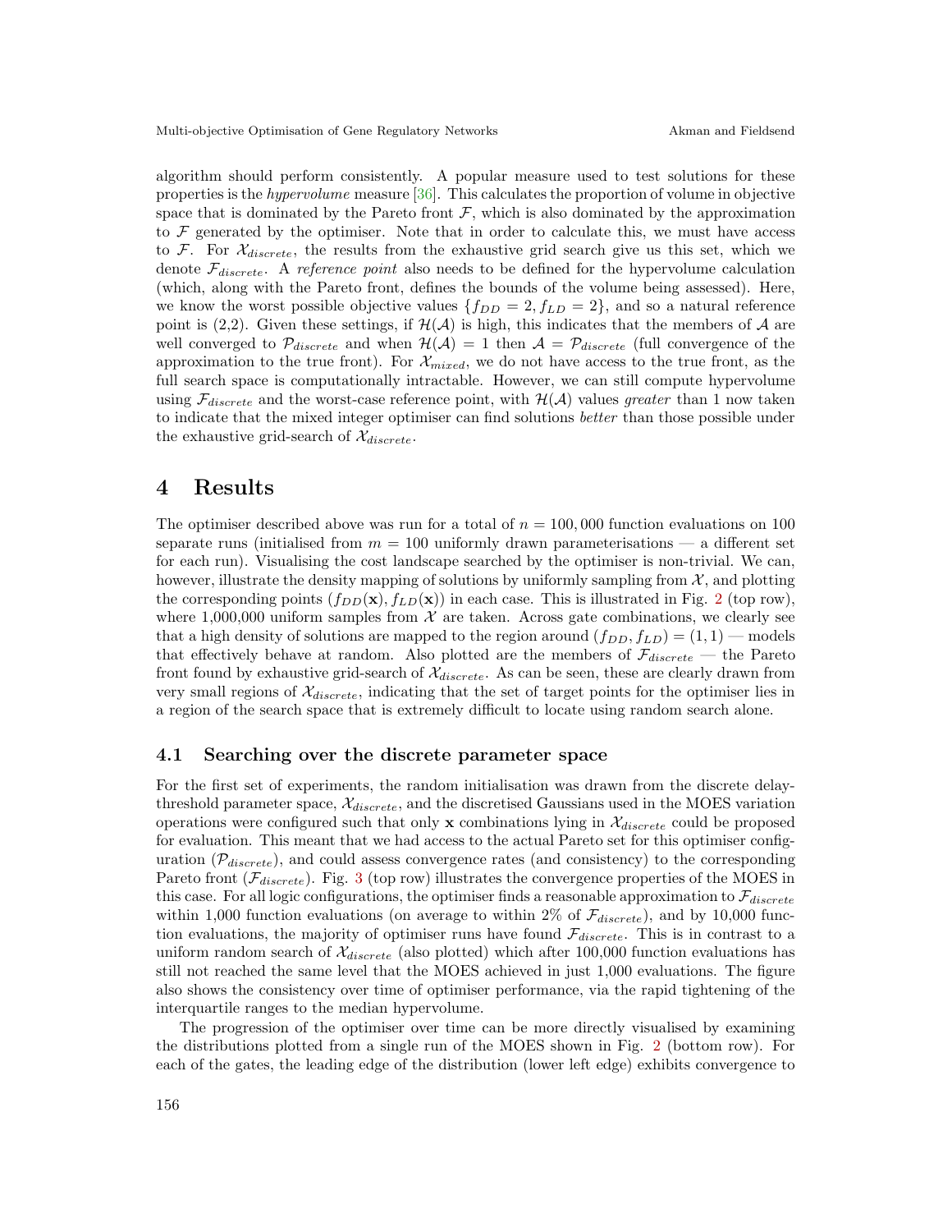algorithm should perform consistently. A popular measure used to test solutions for these properties is the *hypervolume* measure [36]. This calculates the proportion of volume in objective space that is dominated by the Pareto front $\mathcal{F}$, which is also dominated by the approximation to $\mathcal{F}$ generated by the optimiser. Note that in order to calculate this, we must have access to $\mathcal{F}$. For $\mathcal{X}_{discrete}$, the results from the exhaustive grid search give us this set, which we denote $\mathcal{F}_{discrete}$. A *reference point* also needs to be defined for the hypervolume calculation (which, along with the Pareto front, defines the bounds of the volume being assessed). Here, we know the worst possible objective values $\{f_{DD} = 2, f_{LD} = 2\}$, and so a natural reference point is (2,2). Given these settings, if $\mathcal{H}(\mathcal{A})$ is high, this indicates that the members of $\mathcal{A}$ are well converged to $\mathcal{P}_{discrete}$ and when $\mathcal{H}(\mathcal{A}) = 1$ then $\mathcal{A} = \mathcal{P}_{discrete}$ (full convergence of the approximation to the true front). For $\mathcal{X}_{mixed}$, we do not have access to the true front, as the full search space is computationally intractable. However, we can still compute hypervolume using $\mathcal{F}_{discrete}$ and the worst-case reference point, with $\mathcal{H}(\mathcal{A})$ values *greater* than 1 now taken to indicate that the mixed integer optimiser can find solutions *better* than those possible under the exhaustive grid-search of $\mathcal{X}_{discrete}$.

# 4 Results

The optimiser described above was run for a total of $n = 100,000$ function evaluations on 100 separate runs (initialised from $m = 100$ uniformly drawn parameterisations — a different set for each run). Visualising the cost landscape searched by the optimiser is non-trivial. We can, however, illustrate the density mapping of solutions by uniformly sampling from $\mathcal{X}$, and plotting the corresponding points $(f_{DD}(\mathbf{x}), f_{LD}(\mathbf{x}))$ in each case. This is illustrated in Fig. 2 (top row), where 1,000,000 uniform samples from $\mathcal{X}$ are taken. Across gate combinations, we clearly see that a high density of solutions are mapped to the region around $(f_{DD}, f_{LD}) = (1, 1)$ — models that effectively behave at random. Also plotted are the members of $\mathcal{F}_{discrete}$ — the Pareto front found by exhaustive grid-search of $\mathcal{X}_{discrete}$. As can be seen, these are clearly drawn from very small regions of $\mathcal{X}_{discrete}$, indicating that the set of target points for the optimiser lies in a region of the search space that is extremely difficult to locate using random search alone.

## 4.1 Searching over the discrete parameter space

For the first set of experiments, the random initialisation was drawn from the discrete delay-threshold parameter space, $\mathcal{X}_{discrete}$, and the discretised Gaussians used in the MOES variation operations were configured such that only $\mathbf{x}$ combinations lying in $\mathcal{X}_{discrete}$ could be proposed for evaluation. This meant that we had access to the actual Pareto set for this optimiser configuration ($\mathcal{P}_{discrete}$), and could assess convergence rates (and consistency) to the corresponding Pareto front ($\mathcal{F}_{discrete}$). Fig. 3 (top row) illustrates the convergence properties of the MOES in this case. For all logic configurations, the optimiser finds a reasonable approximation to $\mathcal{F}_{discrete}$ within 1,000 function evaluations (on average to within 2% of $\mathcal{F}_{discrete}$), and by 10,000 function evaluations, the majority of optimiser runs have found $\mathcal{F}_{discrete}$. This is in contrast to a uniform random search of $\mathcal{X}_{discrete}$ (also plotted) which after 100,000 function evaluations has still not reached the same level that the MOES achieved in just 1,000 evaluations. The figure also shows the consistency over time of optimiser performance, via the rapid tightening of the interquartile ranges to the median hypervolume.

The progression of the optimiser over time can be more directly visualised by examining the distributions plotted from a single run of the MOES shown in Fig. 2 (bottom row). For each of the gates, the leading edge of the distribution (lower left edge) exhibits convergence to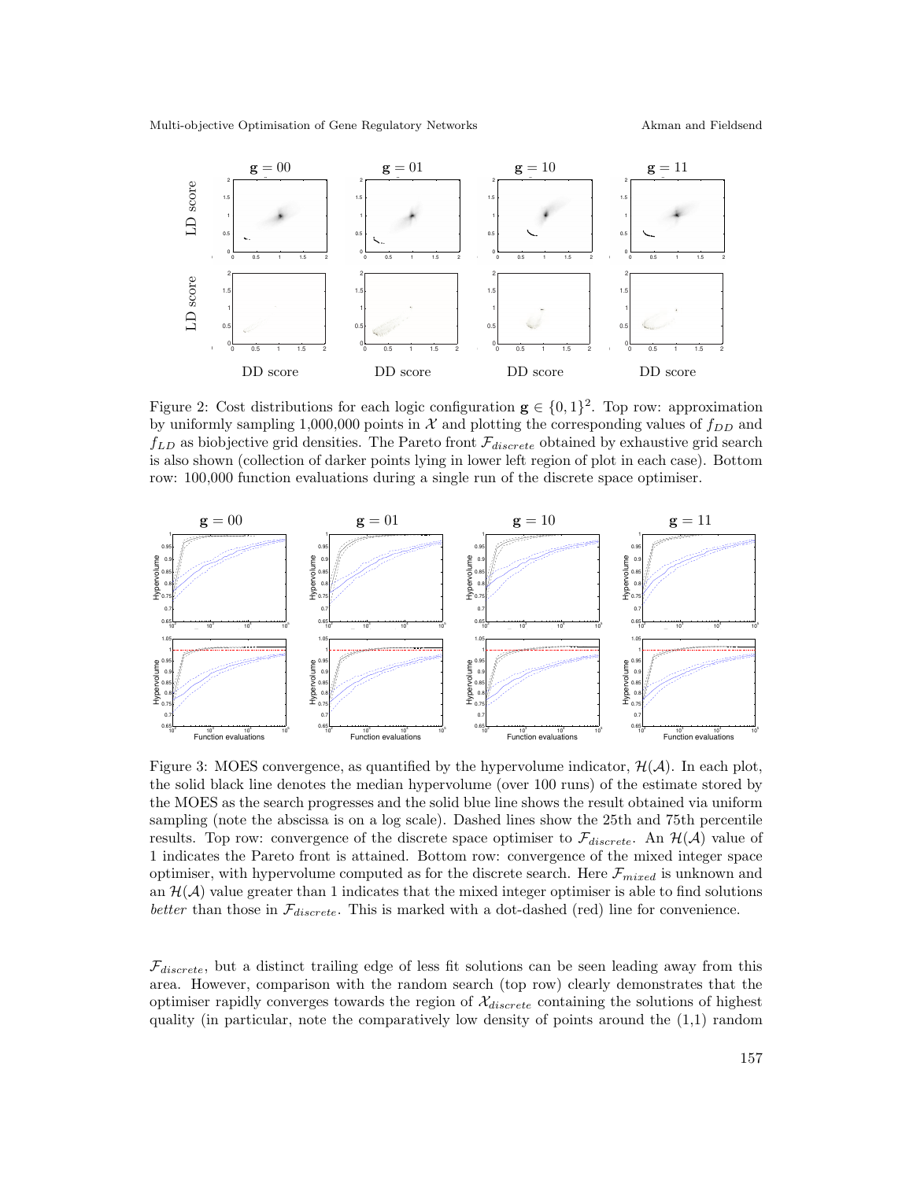Figure 2: Cost distributions for each logic configuration $\mathbf{g} \in \{0, 1\}^2$. Top row: approximation by uniformly sampling 1,000,000 points in $\mathcal{X}$ and plotting the corresponding values of $f_{DD}$ and $f_{LD}$ as biobjective grid densities. The Pareto front $\mathcal{F}_{discrete}$ obtained by exhaustive grid search is also shown (collection of darker points lying in lower left region of plot in each case). Bottom row: 100,000 function evaluations during a single run of the discrete space optimiser.

Figure 3: MOES convergence, as quantified by the hypervolume indicator, $\mathcal{H}(\mathcal{A})$. In each plot, the solid black line denotes the median hypervolume (over 100 runs) of the estimate stored by the MOES as the search progresses and the solid blue line shows the result obtained via uniform sampling (note the abscissa is on a log scale). Dashed lines show the 25th and 75th percentile results. Top row: convergence of the discrete space optimiser to $\mathcal{F}_{discrete}$. An $\mathcal{H}(\mathcal{A})$ value of 1 indicates the Pareto front is attained. Bottom row: convergence of the mixed integer space optimiser, with hypervolume computed as for the discrete search. Here $\mathcal{F}_{mixed}$ is unknown and an $\mathcal{H}(\mathcal{A})$ value greater than 1 indicates that the mixed integer optimiser is able to find solutions *better* than those in $\mathcal{F}_{discrete}$. This is marked with a dot-dashed (red) line for convenience.

$\mathcal{F}_{discrete}$, but a distinct trailing edge of less fit solutions can be seen leading away from this area. However, comparison with the random search (top row) clearly demonstrates that the optimiser rapidly converges towards the region of $\mathcal{X}_{discrete}$ containing the solutions of highest quality (in particular, note the comparatively low density of points around the (1,1) random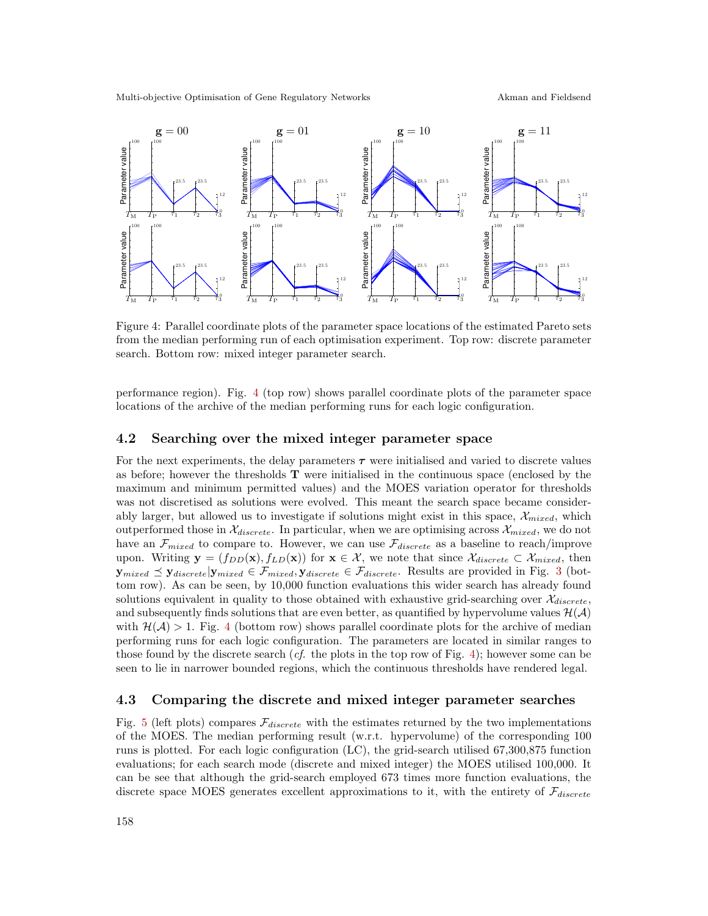Figure 4: Parallel coordinate plots of the parameter space locations of the estimated Pareto sets from the median performing run of each optimisation experiment. Top row: discrete parameter search. Bottom row: mixed integer parameter search.

performance region). Fig. 4 (top row) shows parallel coordinate plots of the parameter space locations of the archive of the median performing runs for each logic configuration.

## 4.2 Searching over the mixed integer parameter space

For the next experiments, the delay parameters $\boldsymbol{\tau}$ were initialised and varied to discrete values as before; however the thresholds $\mathbf{T}$ were initialised in the continuous space (enclosed by the maximum and minimum permitted values) and the MOES variation operator for thresholds was not discretised as solutions were evolved. This meant the search space became considerably larger, but allowed us to investigate if solutions might exist in this space, $\mathcal{X}_{mixed}$, which outperformed those in $\mathcal{X}_{discrete}$. In particular, when we are optimising across $\mathcal{X}_{mixed}$, we do not have an $\mathcal{F}_{mixed}$ to compare to. However, we can use $\mathcal{F}_{discrete}$ as a baseline to reach/improve upon. Writing $\mathbf{y} = (f_{DD}(\mathbf{x}), f_{LD}(\mathbf{x}))$ for $\mathbf{x} \in \mathcal{X}$, we note that since $\mathcal{X}_{discrete} \subset \mathcal{X}_{mixed}$, then $\mathbf{y}_{mixed} \preceq \mathbf{y}_{discrete} | \mathbf{y}_{mixed} \in \mathcal{F}_{mixed}, \mathbf{y}_{discrete} \in \mathcal{F}_{discrete}$. Results are provided in Fig. 3 (bottom row). As can be seen, by 10,000 function evaluations this wider search has already found solutions equivalent in quality to those obtained with exhaustive grid-searching over $\mathcal{X}_{discrete}$, and subsequently finds solutions that are even better, as quantified by hypervolume values $\mathcal{H}(\mathcal{A})$ with $\mathcal{H}(\mathcal{A}) > 1$. Fig. 4 (bottom row) shows parallel coordinate plots for the archive of median performing runs for each logic configuration. The parameters are located in similar ranges to those found by the discrete search (*cf.* the plots in the top row of Fig. 4); however some can be seen to lie in narrower bounded regions, which the continuous thresholds have rendered legal.

## 4.3 Comparing the discrete and mixed integer parameter searches

Fig. 5 (left plots) compares $\mathcal{F}_{discrete}$ with the estimates returned by the two implementations of the MOES. The median performing result (w.r.t. hypervolume) of the corresponding 100 runs is plotted. For each logic configuration (LC), the grid-search utilised 67,300,875 function evaluations; for each search mode (discrete and mixed integer) the MOES utilised 100,000. It can be see that although the grid-search employed 673 times more function evaluations, the discrete space MOES generates excellent approximations to it, with the entirety of $\mathcal{F}_{discrete}$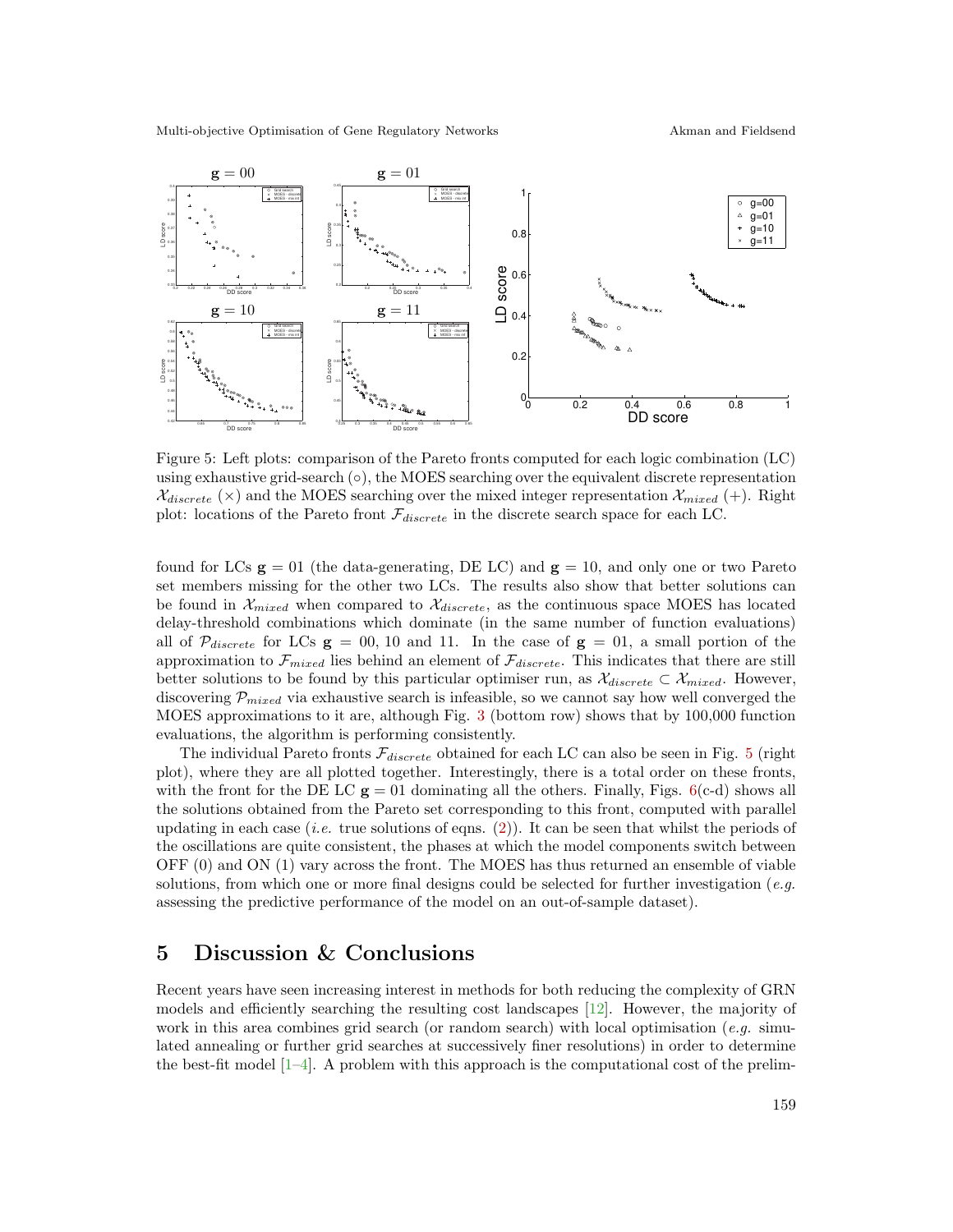Figure 5: Left plots: comparison of the Pareto fronts computed for each logic combination (LC) using exhaustive grid-search (∘), the MOES searching over the equivalent discrete representation $\mathcal{X}_{discrete}$ (×) and the MOES searching over the mixed integer representation $\mathcal{X}_{mixed}$ (+). Right plot: locations of the Pareto front $\mathcal{F}_{discrete}$ in the discrete search space for each LC.

found for LCs $\mathbf{g} = 01$ (the data-generating, DE LC) and $\mathbf{g} = 10$, and only one or two Pareto set members missing for the other two LCs. The results also show that better solutions can be found in $\mathcal{X}_{mixed}$ when compared to $\mathcal{X}_{discrete}$, as the continuous space MOES has located delay-threshold combinations which dominate (in the same number of function evaluations) all of $\mathcal{P}_{discrete}$ for LCs $\mathbf{g} = 00$, 10 and 11. In the case of $\mathbf{g} = 01$, a small portion of the approximation to $\mathcal{F}_{mixed}$ lies behind an element of $\mathcal{F}_{discrete}$. This indicates that there are still better solutions to be found by this particular optimiser run, as $\mathcal{X}_{discrete} \subset \mathcal{X}_{mixed}$. However, discovering $\mathcal{P}_{mixed}$ via exhaustive search is infeasible, so we cannot say how well converged the MOES approximations to it are, although Fig. 3 (bottom row) shows that by 100,000 function evaluations, the algorithm is performing consistently.

The individual Pareto fronts $\mathcal{F}_{discrete}$ obtained for each LC can also be seen in Fig. 5 (right plot), where they are all plotted together. Interestingly, there is a total order on these fronts, with the front for the DE LC $\mathbf{g} = 01$ dominating all the others. Finally, Figs. 6(c-d) shows all the solutions obtained from the Pareto set corresponding to this front, computed with parallel updating in each case (*i.e.* true solutions of eqns. (2)). It can be seen that whilst the periods of the oscillations are quite consistent, the phases at which the model components switch between OFF (0) and ON (1) vary across the front. The MOES has thus returned an ensemble of viable solutions, from which one or more final designs could be selected for further investigation (*e.g.* assessing the predictive performance of the model on an out-of-sample dataset).

## 5 Discussion & Conclusions

Recent years have seen increasing interest in methods for both reducing the complexity of GRN models and efficiently searching the resulting cost landscapes [12]. However, the majority of work in this area combines grid search (or random search) with local optimisation (*e.g.* simulated annealing or further grid searches at successively finer resolutions) in order to determine the best-fit model [1–4]. A problem with this approach is the computational cost of the prelim-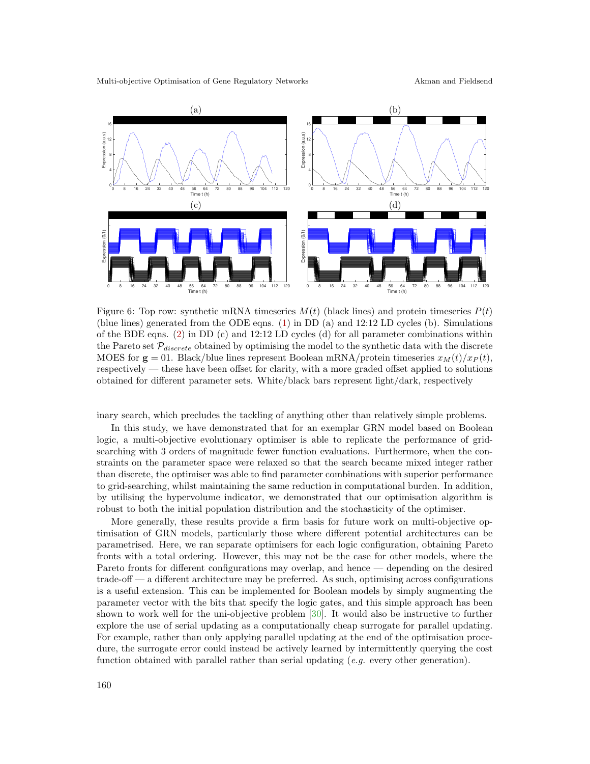Figure 6: Top row: synthetic mRNA timeseries $M(t)$ (black lines) and protein timeseries $P(t)$ (blue lines) generated from the ODE eqns. (1) in DD (a) and 12:12 LD cycles (b). Simulations of the BDE eqns. (2) in DD (c) and 12:12 LD cycles (d) for all parameter combinations within the Pareto set $\mathcal{P}_{discrete}$ obtained by optimising the model to the synthetic data with the discrete MOES for $\mathbf{g} = 01$. Black/blue lines represent Boolean mRNA/protein timeseries $x_M(t)/x_P(t)$, respectively — these have been offset for clarity, with a more graded offset applied to solutions obtained for different parameter sets. White/black bars represent light/dark, respectively

inary search, which precludes the tackling of anything other than relatively simple problems.

In this study, we have demonstrated that for an exemplar GRN model based on Boolean logic, a multi-objective evolutionary optimiser is able to replicate the performance of grid-searching with 3 orders of magnitude fewer function evaluations. Furthermore, when the constraints on the parameter space were relaxed so that the search became mixed integer rather than discrete, the optimiser was able to find parameter combinations with superior performance to grid-searching, whilst maintaining the same reduction in computational burden. In addition, by utilising the hypervolume indicator, we demonstrated that our optimisation algorithm is robust to both the initial population distribution and the stochasticity of the optimiser.

More generally, these results provide a firm basis for future work on multi-objective optimisation of GRN models, particularly those where different potential architectures can be parametrised. Here, we ran separate optimisers for each logic configuration, obtaining Pareto fronts with a total ordering. However, this may not be the case for other models, where the Pareto fronts for different configurations may overlap, and hence — depending on the desired trade-off — a different architecture may be preferred. As such, optimising across configurations is a useful extension. This can be implemented for Boolean models by simply augmenting the parameter vector with the bits that specify the logic gates, and this simple approach has been shown to work well for the uni-objective problem [30]. It would also be instructive to further explore the use of serial updating as a computationally cheap surrogate for parallel updating. For example, rather than only applying parallel updating at the end of the optimisation procedure, the surrogate error could instead be actively learned by intermittently querying the cost function obtained with parallel rather than serial updating (*e.g.* every other generation).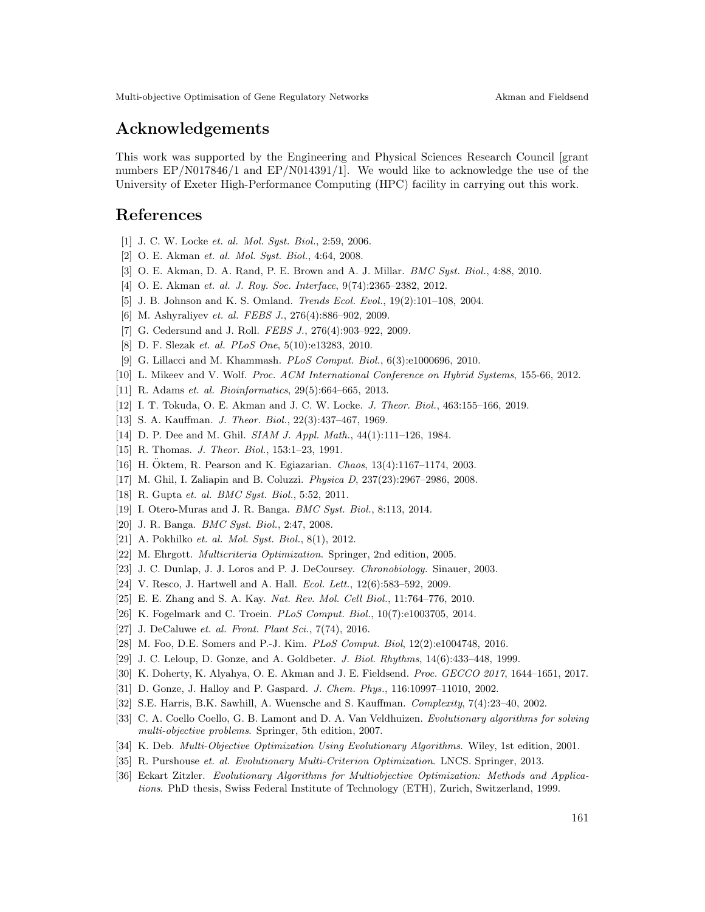## Acknowledgements

This work was supported by the Engineering and Physical Sciences Research Council [grant numbers EP/N017846/1 and EP/N014391/1]. We would like to acknowledge the use of the University of Exeter High-Performance Computing (HPC) facility in carrying out this work.

## References

[1] J. C. W. Locke *et. al. Mol. Syst. Biol.*, 2:59, 2006.

[2] O. E. Akman *et. al. Mol. Syst. Biol.*, 4:64, 2008.

[3] O. E. Akman, D. A. Rand, P. E. Brown and A. J. Millar. *BMC Syst. Biol.*, 4:88, 2010.

[4] O. E. Akman *et. al. J. Roy. Soc. Interface*, 9(74):2365–2382, 2012.

[5] J. B. Johnson and K. S. Omland. *Trends Ecol. Evol.*, 19(2):101–108, 2004.

[6] M. Ashyraliyev *et. al. FEBS J.*, 276(4):886–902, 2009.

[7] G. Cedersund and J. Roll. *FEBS J.*, 276(4):903–922, 2009.

[8] D. F. Slezak *et. al. PLoS One*, 5(10):e13283, 2010.

[9] G. Lillacci and M. Khammash. *PLoS Comput. Biol.*, 6(3):e1000696, 2010.

[10] L. Mikeev and V. Wolf. *Proc. ACM International Conference on Hybrid Systems*, 155-66, 2012.

[11] R. Adams *et. al. Bioinformatics*, 29(5):664–665, 2013.

[12] I. T. Tokuda, O. E. Akman and J. C. W. Locke. *J. Theor. Biol.*, 463:155–166, 2019.

[13] S. A. Kauffman. *J. Theor. Biol.*, 22(3):437–467, 1969.

[14] D. P. Dee and M. Ghil. *SIAM J. Appl. Math.*, 44(1):111–126, 1984.

[15] R. Thomas. *J. Theor. Biol.*, 153:1–23, 1991.

[16] H. Öktem, R. Pearson and K. Egiazarian. *Chaos*, 13(4):1167–1174, 2003.

[17] M. Ghil, I. Zaliapin and B. Coluzzi. *Physica D*, 237(23):2967–2986, 2008.

[18] R. Gupta *et. al. BMC Syst. Biol.*, 5:52, 2011.

[19] I. Otero-Muras and J. R. Banga. *BMC Syst. Biol.*, 8:113, 2014.

[20] J. R. Banga. *BMC Syst. Biol.*, 2:47, 2008.

[21] A. Pokhilko *et. al. Mol. Syst. Biol.*, 8(1), 2012.

[22] M. Ehrgott. *Multicriteria Optimization.* Springer, 2nd edition, 2005.

[23] J. C. Dunlap, J. J. Loros and P. J. DeCoursey. *Chronobiology.* Sinauer, 2003.

[24] V. Resco, J. Hartwell and A. Hall. *Ecol. Lett.*, 12(6):583–592, 2009.

[25] E. E. Zhang and S. A. Kay. *Nat. Rev. Mol. Cell Biol.*, 11:764–776, 2010.

[26] K. Fogelmark and C. Troein. *PLoS Comput. Biol.*, 10(7):e1003705, 2014.

[27] J. DeCaluwe *et. al. Front. Plant Sci.*, 7(74), 2016.

[28] M. Foo, D.E. Somers and P.-J. Kim. *PLoS Comput. Biol*, 12(2):e1004748, 2016.

[29] J. C. Leloup, D. Gonze, and A. Goldbeter. *J. Biol. Rhythms*, 14(6):433–448, 1999.

[30] K. Doherty, K. Alyahya, O. E. Akman and J. E. Fieldsend. *Proc. GECCO 2017*, 1644–1651, 2017.

[31] D. Gonze, J. Halloy and P. Gaspard. *J. Chem. Phys.*, 116:10997–11010, 2002.

[32] S.E. Harris, B.K. Sawhill, A. Wuensche and S. Kauffman. *Complexity*, 7(4):23–40, 2002.

[33] C. A. Coello Coello, G. B. Lamont and D. A. Van Veldhuizen. *Evolutionary algorithms for solving multi-objective problems*. Springer, 5th edition, 2007.

[34] K. Deb. *Multi-Objective Optimization Using Evolutionary Algorithms*. Wiley, 1st edition, 2001.

[35] R. Purshouse *et. al. Evolutionary Multi-Criterion Optimization*. LNCS. Springer, 2013.

[36] Eckart Zitzler. *Evolutionary Algorithms for Multiobjective Optimization: Methods and Applications*. PhD thesis, Swiss Federal Institute of Technology (ETH), Zurich, Switzerland, 1999.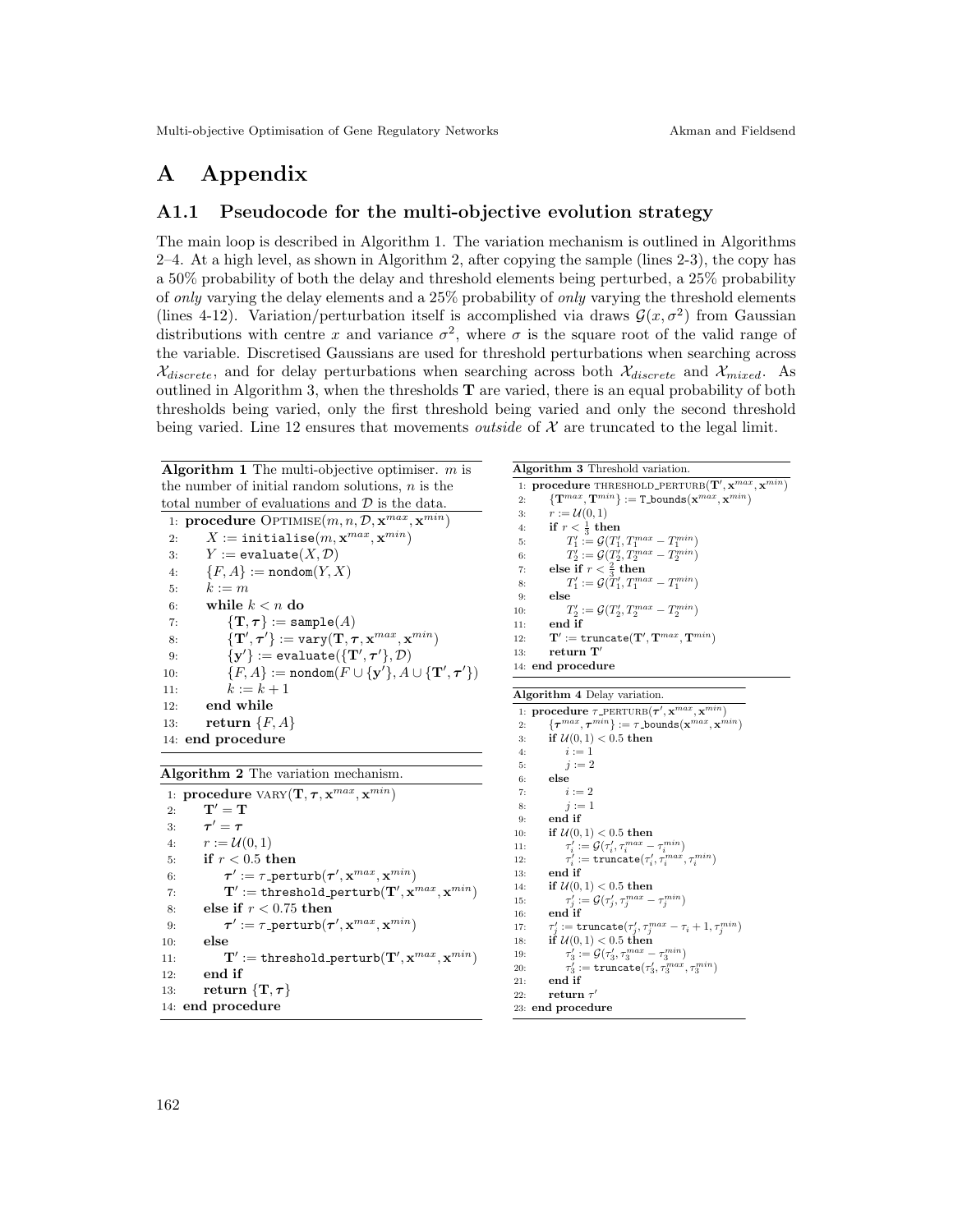# A Appendix

## A1.1 Pseudocode for the multi-objective evolution strategy

The main loop is described in Algorithm 1. The variation mechanism is outlined in Algorithms 2–4. At a high level, as shown in Algorithm 2, after copying the sample (lines 2-3), the copy has a 50% probability of both the delay and threshold elements being perturbed, a 25% probability of *only* varying the delay elements and a 25% probability of *only* varying the threshold elements (lines 4-12). Variation/perturbation itself is accomplished via draws $\mathcal{G}(x, \sigma^2)$ from Gaussian distributions with centre $x$ and variance $\sigma^2$, where $\sigma$ is the square root of the valid range of the variable. Discretised Gaussians are used for threshold perturbations when searching across $\mathcal{X}_{discrete}$, and for delay perturbations when searching across both $\mathcal{X}_{discrete}$ and $\mathcal{X}_{mixed}$. As outlined in Algorithm 3, when the thresholds $\mathbf{T}$ are varied, there is an equal probability of both thresholds being varied, only the first threshold being varied and only the second threshold being varied. Line 12 ensures that movements *outside* of $\mathcal{X}$ are truncated to the legal limit.

**Algorithm 1** The multi-objective optimiser. $m$ is the number of initial random solutions, $n$ is the total number of evaluations and $\mathcal{D}$ is the data.

```
1:  procedure OPTIMISE(m, n, D, x^max, x^min)
2:      X := initialise(m, x^max, x^min)
3:      Y := evaluate(X, D)
4:      {F, A} := nondom(Y, X)
5:      k := m
6:      while k < n do
7:          {T, τ} := sample(A)
8:          {T', τ'} := vary(T, τ, x^max, x^min)
9:          {y'} := evaluate({T', τ'}, D)
10:         {F, A} := nondom(F ∪ {y'}, A ∪ {T', τ'})
11:         k := k + 1
12:     end while
13:     return {F, A}
14: end procedure
```

**Algorithm 2** The variation mechanism.

```
1:  procedure VARY(T, τ, x^max, x^min)
2:      T' = T
3:      τ' = τ
4:      r := U(0, 1)
5:      if r < 0.5 then
6:          τ' := τ_perturb(τ', x^max, x^min)
7:          T' := threshold_perturb(T', x^max, x^min)
8:      else if r < 0.75 then
9:          τ' := τ_perturb(τ', x^max, x^min)
10:     else
11:         T' := threshold_perturb(T', x^max, x^min)
12:     end if
13:     return {T, τ}
14: end procedure
```

**Algorithm 3** Threshold variation.

```
1:  procedure THRESHOLD_PERTURB(T', x^max, x^min)
2:      {T^max, T^min} := T_bounds(x^max, x^min)
3:      r := U(0, 1)
4:      if r < 1/3 then
5:          T'_1 := G(T'_1, T_1^max − T_1^min)
6:          T'_2 := G(T'_2, T_2^max − T_2^min)
7:      else if r < 2/3 then
8:          T'_1 := G(T'_1, T_1^max − T_1^min)
9:      else
10:         T'_2 := G(T'_2, T_2^max − T_2^min)
11:     end if
12:     T' := truncate(T', T^max, T^min)
13:     return T'
14: end procedure
```

**Algorithm 4** Delay variation.

```
1:  procedure τ_PERTURB(τ', x^max, x^min)
2:      {τ^max, τ^min} := τ_bounds(x^max, x^min)
3:      if U(0, 1) < 0.5 then
4:          i := 1
5:          j := 2
6:      else
7:          i := 2
8:          j := 1
9:      end if
10:     if U(0, 1) < 0.5 then
11:         τ'_i := G(τ'_i, τ_i^max − τ_i^min)
12:         τ'_i := truncate(τ'_i, τ_i^max, τ_i^min)
13:     end if
14:     if U(0, 1) < 0.5 then
15:         τ'_j := G(τ'_j, τ_j^max − τ_j^min)
16:     end if
17:     τ'_j := truncate(τ'_j, τ_j^max − τ_i + 1, τ_j^min)
18:     if U(0, 1) < 0.5 then
19:         τ'_3 := G(τ'_3, τ_3^max − τ_3^min)
20:         τ'_3 := truncate(τ'_3, τ_3^max, τ_3^min)
21:     end if
22:     return τ'
23: end procedure
```